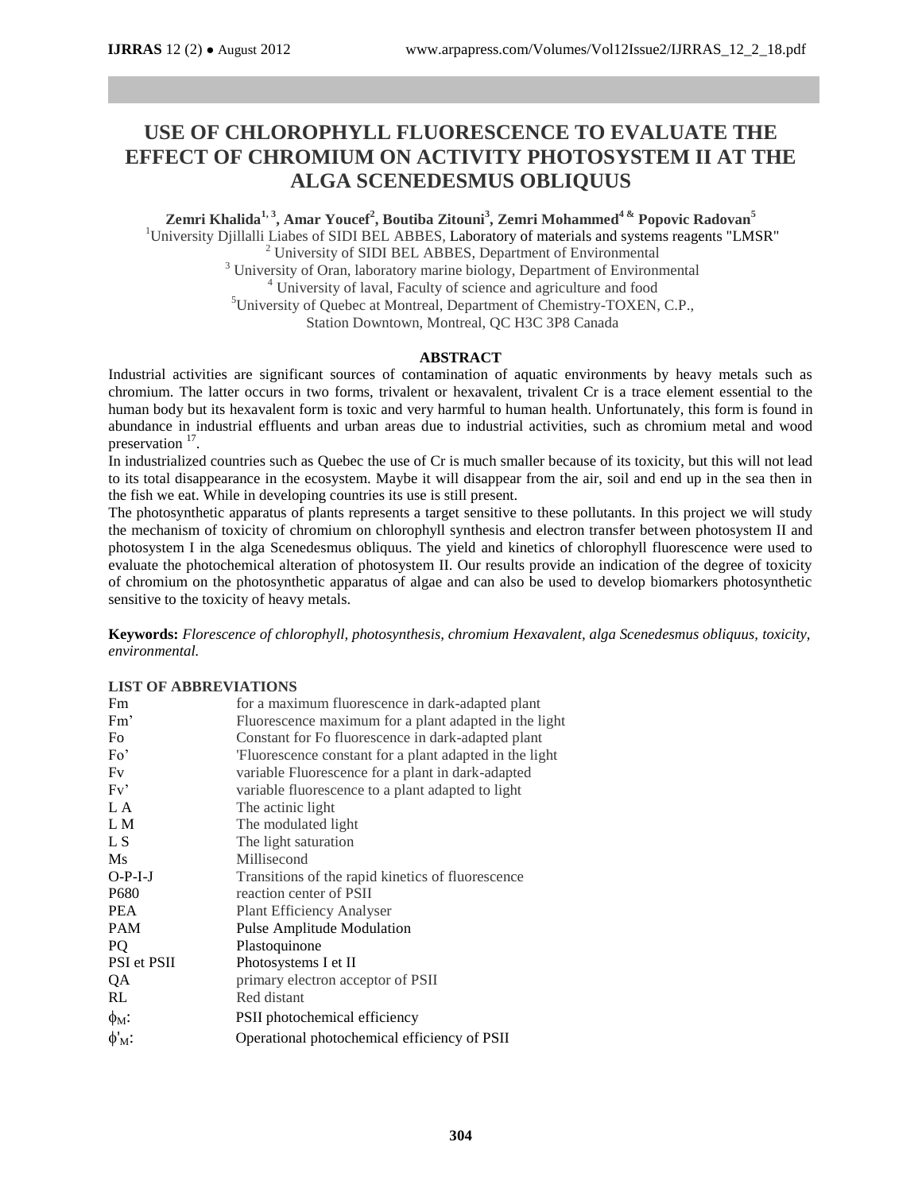# USE OF CHLOROPHYLL FLUORESCENCE TO EVALUATE THE EFFECT OF CHROMIUM ON ACTIVITY PHOTOSYSTEM II AT THE ALGA SCENEDESMUS OBLIQUUS

**Zemri Khalida[1,3], Amar Youcef[2], Boutiba Zitouni[3], Zemri Mohammed[4 &] Popovic Radovan[5]**

[1]University Djillalli Liabes of SIDI BEL ABBES, Laboratory of materials and systems reagents "LMSR"
[2] University of SIDI BEL ABBES, Department of Environmental
[3] University of Oran, laboratory marine biology, Department of Environmental
[4] University of laval, Faculty of science and agriculture and food
[5]University of Quebec at Montreal, Department of Chemistry-TOXEN, C.P., Station Downtown, Montreal, QC H3C 3P8 Canada

## ABSTRACT

Industrial activities are significant sources of contamination of aquatic environments by heavy metals such as chromium. The latter occurs in two forms, trivalent or hexavalent, trivalent Cr is a trace element essential to the human body but its hexavalent form is toxic and very harmful to human health. Unfortunately, this form is found in abundance in industrial effluents and urban areas due to industrial activities, such as chromium metal and wood preservation [17].

In industrialized countries such as Quebec the use of Cr is much smaller because of its toxicity, but this will not lead to its total disappearance in the ecosystem. Maybe it will disappear from the air, soil and end up in the sea then in the fish we eat. While in developing countries its use is still present.

The photosynthetic apparatus of plants represents a target sensitive to these pollutants. In this project we will study the mechanism of toxicity of chromium on chlorophyll synthesis and electron transfer between photosystem II and photosystem I in the alga Scenedesmus obliquus. The yield and kinetics of chlorophyll fluorescence were used to evaluate the photochemical alteration of photosystem II. Our results provide an indication of the degree of toxicity of chromium on the photosynthetic apparatus of algae and can also be used to develop biomarkers photosynthetic sensitive to the toxicity of heavy metals.

**Keywords:** *Florescence of chlorophyll, photosynthesis, chromium Hexavalent, alga Scenedesmus obliquus, toxicity, environmental.*

## LIST OF ABBREVIATIONS

| | |
|---|---|
| Fm | for a maximum fluorescence in dark-adapted plant |
| Fm’ | Fluorescence maximum for a plant adapted in the light |
| Fo | Constant for Fo fluorescence in dark-adapted plant |
| Fo’ | 'Fluorescence constant for a plant adapted in the light |
| Fv | variable Fluorescence for a plant in dark-adapted |
| Fv’ | variable fluorescence to a plant adapted to light |
| L A | The actinic light |
| L M | The modulated light |
| L S | The light saturation |
| Ms | Millisecond |
| O-P-I-J | Transitions of the rapid kinetics of fluorescence |
| P680 | reaction center of PSII |
| PEA | Plant Efficiency Analyser |
| PAM | Pulse Amplitude Modulation |
| PQ | Plastoquinone |
| PSI et PSII | Photosystems I et II |
| QA | primary electron acceptor of PSII |
| RL | Red distant |
| $\phi_M$: | PSII photochemical efficiency |
| $\phi'_M$: | Operational photochemical efficiency of PSII |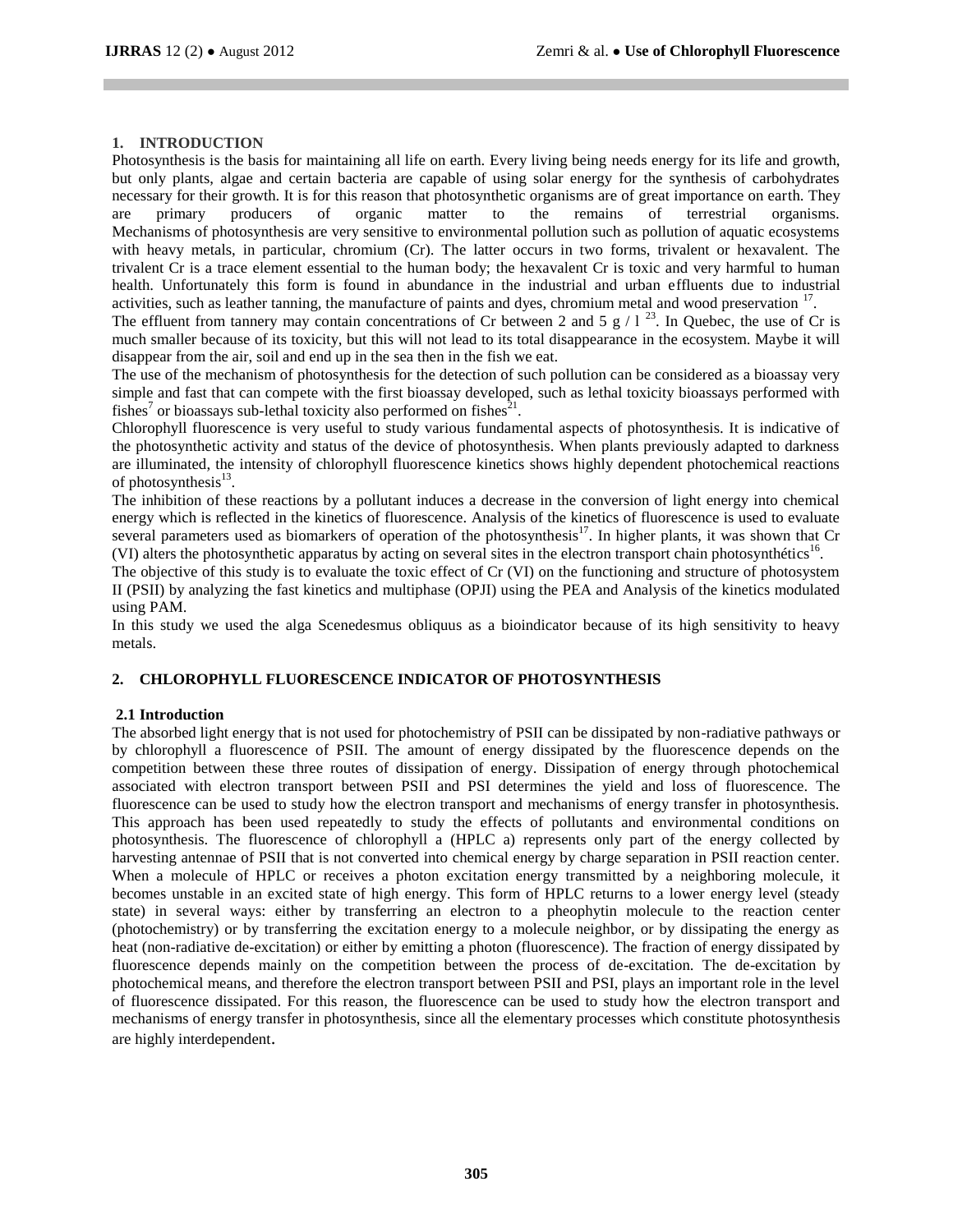## 1. INTRODUCTION

Photosynthesis is the basis for maintaining all life on earth. Every living being needs energy for its life and growth, but only plants, algae and certain bacteria are capable of using solar energy for the synthesis of carbohydrates necessary for their growth. It is for this reason that photosynthetic organisms are of great importance on earth. They are primary producers of organic matter to the remains of terrestrial organisms. Mechanisms of photosynthesis are very sensitive to environmental pollution such as pollution of aquatic ecosystems with heavy metals, in particular, chromium (Cr). The latter occurs in two forms, trivalent or hexavalent. The trivalent Cr is a trace element essential to the human body; the hexavalent Cr is toxic and very harmful to human health. Unfortunately this form is found in abundance in the industrial and urban effluents due to industrial activities, such as leather tanning, the manufacture of paints and dyes, chromium metal and wood preservation [17].

The effluent from tannery may contain concentrations of Cr between 2 and 5 g / l [23]. In Quebec, the use of Cr is much smaller because of its toxicity, but this will not lead to its total disappearance in the ecosystem. Maybe it will disappear from the air, soil and end up in the sea then in the fish we eat.

The use of the mechanism of photosynthesis for the detection of such pollution can be considered as a bioassay very simple and fast that can compete with the first bioassay developed, such as lethal toxicity bioassays performed with fishes[7] or bioassays sub-lethal toxicity also performed on fishes[21].

Chlorophyll fluorescence is very useful to study various fundamental aspects of photosynthesis. It is indicative of the photosynthetic activity and status of the device of photosynthesis. When plants previously adapted to darkness are illuminated, the intensity of chlorophyll fluorescence kinetics shows highly dependent photochemical reactions of photosynthesis[13].

The inhibition of these reactions by a pollutant induces a decrease in the conversion of light energy into chemical energy which is reflected in the kinetics of fluorescence. Analysis of the kinetics of fluorescence is used to evaluate several parameters used as biomarkers of operation of the photosynthesis[17]. In higher plants, it was shown that Cr (VI) alters the photosynthetic apparatus by acting on several sites in the electron transport chain photosynthétics[16].

The objective of this study is to evaluate the toxic effect of Cr (VI) on the functioning and structure of photosystem II (PSII) by analyzing the fast kinetics and multiphase (OPJI) using the PEA and Analysis of the kinetics modulated using PAM.

In this study we used the alga Scenedesmus obliquus as a bioindicator because of its high sensitivity to heavy metals.

## 2. CHLOROPHYLL FLUORESCENCE INDICATOR OF PHOTOSYNTHESIS

### 2.1 Introduction

The absorbed light energy that is not used for photochemistry of PSII can be dissipated by non-radiative pathways or by chlorophyll a fluorescence of PSII. The amount of energy dissipated by the fluorescence depends on the competition between these three routes of dissipation of energy. Dissipation of energy through photochemical associated with electron transport between PSII and PSI determines the yield and loss of fluorescence. The fluorescence can be used to study how the electron transport and mechanisms of energy transfer in photosynthesis. This approach has been used repeatedly to study the effects of pollutants and environmental conditions on photosynthesis. The fluorescence of chlorophyll a (HPLC a) represents only part of the energy collected by harvesting antennae of PSII that is not converted into chemical energy by charge separation in PSII reaction center. When a molecule of HPLC or receives a photon excitation energy transmitted by a neighboring molecule, it becomes unstable in an excited state of high energy. This form of HPLC returns to a lower energy level (steady state) in several ways: either by transferring an electron to a pheophytin molecule to the reaction center (photochemistry) or by transferring the excitation energy to a molecule neighbor, or by dissipating the energy as heat (non-radiative de-excitation) or either by emitting a photon (fluorescence). The fraction of energy dissipated by fluorescence depends mainly on the competition between the process of de-excitation. The de-excitation by photochemical means, and therefore the electron transport between PSII and PSI, plays an important role in the level of fluorescence dissipated. For this reason, the fluorescence can be used to study how the electron transport and mechanisms of energy transfer in photosynthesis, since all the elementary processes which constitute photosynthesis are highly interdependent.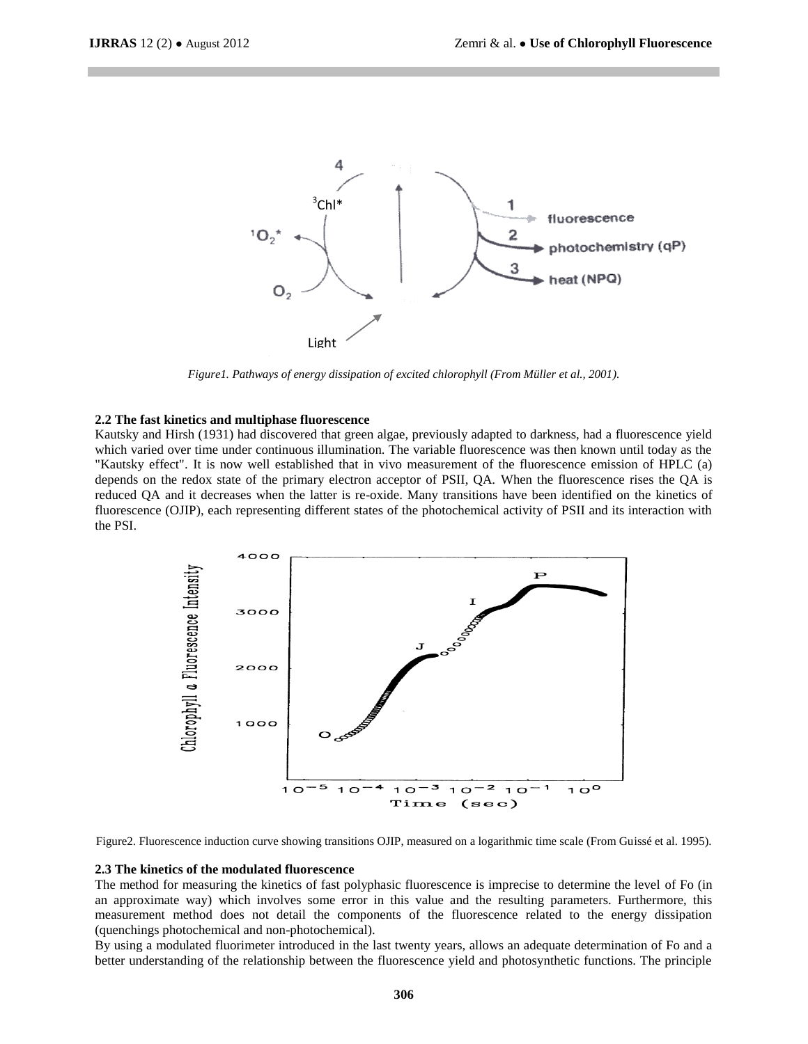Figure1. *Pathways of energy dissipation of excited chlorophyll (From Müller et al., 2001).*

**2.2 The fast kinetics and multiphase fluorescence**

Kautsky and Hirsh (1931) had discovered that green algae, previously adapted to darkness, had a fluorescence yield which varied over time under continuous illumination. The variable fluorescence was then known until today as the "Kautsky effect". It is now well established that in vivo measurement of the fluorescence emission of HPLC (a) depends on the redox state of the primary electron acceptor of PSII, QA. When the fluorescence rises the QA is reduced QA and it decreases when the latter is re-oxide. Many transitions have been identified on the kinetics of fluorescence (OJIP), each representing different states of the photochemical activity of PSII and its interaction with the PSI.

Figure2. Fluorescence induction curve showing transitions OJIP, measured on a logarithmic time scale (From Guissé et al. 1995).

**2.3 The kinetics of the modulated fluorescence**

The method for measuring the kinetics of fast polyphasic fluorescence is imprecise to determine the level of Fo (in an approximate way) which involves some error in this value and the resulting parameters. Furthermore, this measurement method does not detail the components of the fluorescence related to the energy dissipation (quenchings photochemical and non-photochemical).

By using a modulated fluorimeter introduced in the last twenty years, allows an adequate determination of Fo and a better understanding of the relationship between the fluorescence yield and photosynthetic functions. The principle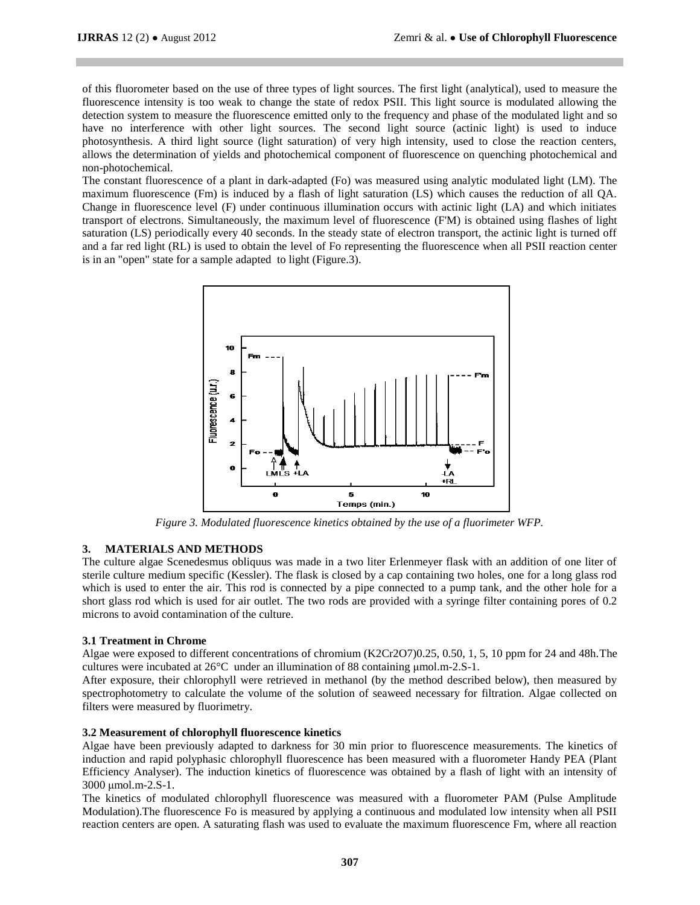of this fluorometer based on the use of three types of light sources. The first light (analytical), used to measure the fluorescence intensity is too weak to change the state of redox PSII. This light source is modulated allowing the detection system to measure the fluorescence emitted only to the frequency and phase of the modulated light and so have no interference with other light sources. The second light source (actinic light) is used to induce photosynthesis. A third light source (light saturation) of very high intensity, used to close the reaction centers, allows the determination of yields and photochemical component of fluorescence on quenching photochemical and non-photochemical.

The constant fluorescence of a plant in dark-adapted (Fo) was measured using analytic modulated light (LM). The maximum fluorescence (Fm) is induced by a flash of light saturation (LS) which causes the reduction of all QA. Change in fluorescence level (F) under continuous illumination occurs with actinic light (LA) and which initiates transport of electrons. Simultaneously, the maximum level of fluorescence (F'M) is obtained using flashes of light saturation (LS) periodically every 40 seconds. In the steady state of electron transport, the actinic light is turned off and a far red light (RL) is used to obtain the level of Fo representing the fluorescence when all PSII reaction center is in an "open" state for a sample adapted to light (Figure.3).

*Figure 3. Modulated fluorescence kinetics obtained by the use of a fluorimeter WFP.*

## 3. MATERIALS AND METHODS

The culture algae Scenedesmus obliquus was made in a two liter Erlenmeyer flask with an addition of one liter of sterile culture medium specific (Kessler). The flask is closed by a cap containing two holes, one for a long glass rod which is used to enter the air. This rod is connected by a pipe connected to a pump tank, and the other hole for a short glass rod which is used for air outlet. The two rods are provided with a syringe filter containing pores of 0.2 microns to avoid contamination of the culture.

### 3.1 Treatment in Chrome

Algae were exposed to different concentrations of chromium ($K_2Cr_2O_7$)0.25, 0.50, 1, 5, 10 ppm for 24 and 48h.The cultures were incubated at 26°C under an illumination of 88 containing μmol.m-2.S-1.

After exposure, their chlorophyll were retrieved in methanol (by the method described below), then measured by spectrophotometry to calculate the volume of the solution of seaweed necessary for filtration. Algae collected on filters were measured by fluorimetry.

### 3.2 Measurement of chlorophyll fluorescence kinetics

Algae have been previously adapted to darkness for 30 min prior to fluorescence measurements. The kinetics of induction and rapid polyphasic chlorophyll fluorescence has been measured with a fluorometer Handy PEA (Plant Efficiency Analyser). The induction kinetics of fluorescence was obtained by a flash of light with an intensity of 3000 μmol.m-2.S-1.

The kinetics of modulated chlorophyll fluorescence was measured with a fluorometer PAM (Pulse Amplitude Modulation).The fluorescence Fo is measured by applying a continuous and modulated low intensity when all PSII reaction centers are open. A saturating flash was used to evaluate the maximum fluorescence Fm, where all reaction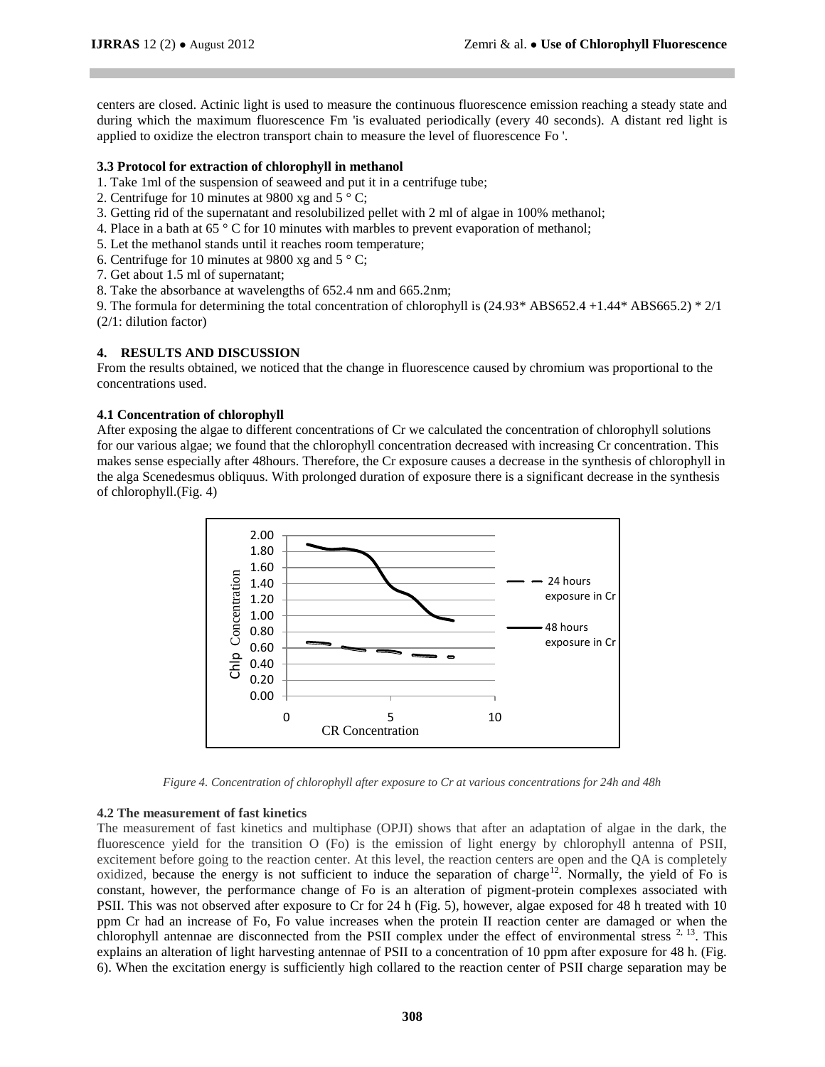centers are closed. Actinic light is used to measure the continuous fluorescence emission reaching a steady state and during which the maximum fluorescence Fm 'is evaluated periodically (every 40 seconds). A distant red light is applied to oxidize the electron transport chain to measure the level of fluorescence Fo '.

### 3.3 Protocol for extraction of chlorophyll in methanol

1. Take 1ml of the suspension of seaweed and put it in a centrifuge tube;
2. Centrifuge for 10 minutes at 9800 xg and 5 ° C;
3. Getting rid of the supernatant and resolubilized pellet with 2 ml of algae in 100% methanol;
4. Place in a bath at 65 ° C for 10 minutes with marbles to prevent evaporation of methanol;
5. Let the methanol stands until it reaches room temperature;
6. Centrifuge for 10 minutes at 9800 xg and 5 ° C;
7. Get about 1.5 ml of supernatant;
8. Take the absorbance at wavelengths of 652.4 nm and 665.2nm;
9. The formula for determining the total concentration of chlorophyll is (24.93* ABS652.4 +1.44* ABS665.2) * 2/1 (2/1: dilution factor)

## 4. RESULTS AND DISCUSSION

From the results obtained, we noticed that the change in fluorescence caused by chromium was proportional to the concentrations used.

### 4.1 Concentration of chlorophyll

After exposing the algae to different concentrations of Cr we calculated the concentration of chlorophyll solutions for our various algae; we found that the chlorophyll concentration decreased with increasing Cr concentration. This makes sense especially after 48hours. Therefore, the Cr exposure causes a decrease in the synthesis of chlorophyll in the alga Scenedesmus obliquus. With prolonged duration of exposure there is a significant decrease in the synthesis of chlorophyll.(Fig. 4)

*Figure 4. Concentration of chlorophyll after exposure to Cr at various concentrations for 24h and 48h*

### 4.2 The measurement of fast kinetics

The measurement of fast kinetics and multiphase (OPJI) shows that after an adaptation of algae in the dark, the fluorescence yield for the transition O (Fo) is the emission of light energy by chlorophyll antenna of PSII, excitement before going to the reaction center. At this level, the reaction centers are open and the QA is completely oxidized, because the energy is not sufficient to induce the separation of charge[12]. Normally, the yield of Fo is constant, however, the performance change of Fo is an alteration of pigment-protein complexes associated with PSII. This was not observed after exposure to Cr for 24 h (Fig. 5), however, algae exposed for 48 h treated with 10 ppm Cr had an increase of Fo, Fo value increases when the protein II reaction center are damaged or when the chlorophyll antennae are disconnected from the PSII complex under the effect of environmental stress [2, 13]. This explains an alteration of light harvesting antennae of PSII to a concentration of 10 ppm after exposure for 48 h. (Fig. 6). When the excitation energy is sufficiently high collared to the reaction center of PSII charge separation may be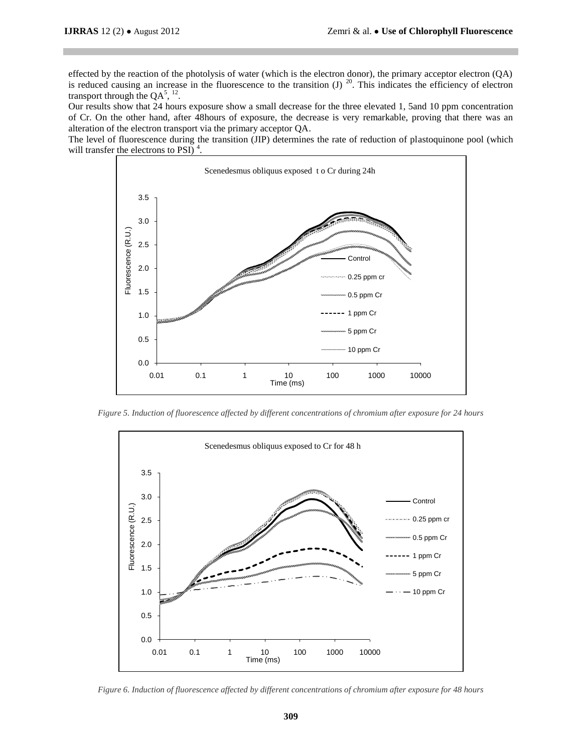effected by the reaction of the photolysis of water (which is the electron donor), the primary acceptor electron (QA) is reduced causing an increase in the fluorescence to the transition (J) [20]. This indicates the efficiency of electron transport through the QA[5], [12].

Our results show that 24 hours exposure show a small decrease for the three elevated 1, 5and 10 ppm concentration of Cr. On the other hand, after 48hours of exposure, the decrease is very remarkable, proving that there was an alteration of the electron transport via the primary acceptor QA.

The level of fluorescence during the transition (JIP) determines the rate of reduction of plastoquinone pool (which will transfer the electrons to PSI) [4].

*Figure 5. Induction of fluorescence affected by different concentrations of chromium after exposure for 24 hours*

*Figure 6. Induction of fluorescence affected by different concentrations of chromium after exposure for 48 hours*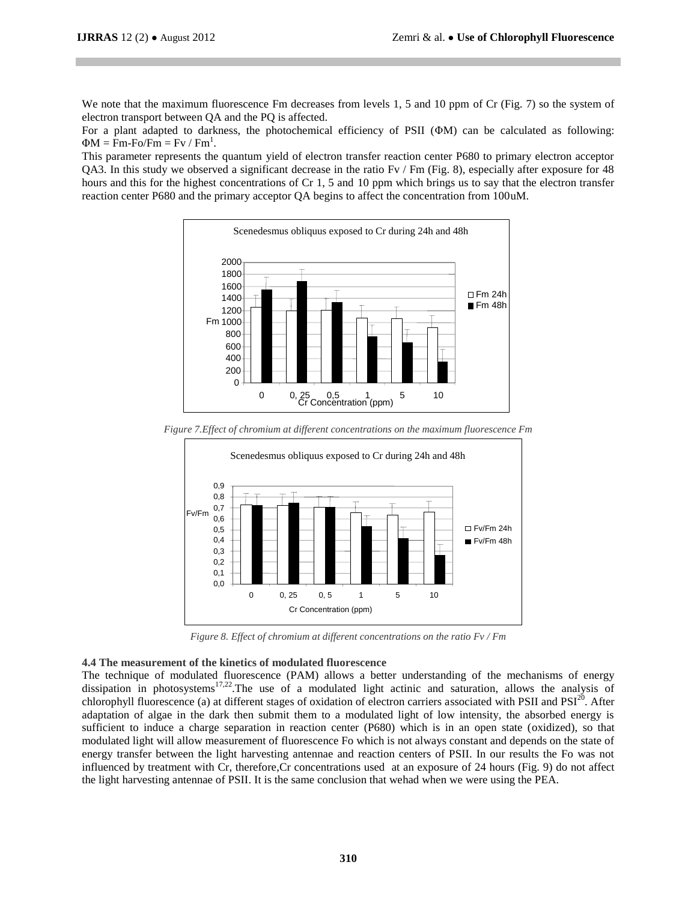We note that the maximum fluorescence Fm decreases from levels 1, 5 and 10 ppm of Cr (Fig. 7) so the system of electron transport between QA and the PQ is affected.

For a plant adapted to darkness, the photochemical efficiency of PSII (ΦM) can be calculated as following: $\Phi M = Fm\text{-}Fo/Fm = Fv / Fm$[1].

This parameter represents the quantum yield of electron transfer reaction center P680 to primary electron acceptor QA3. In this study we observed a significant decrease in the ratio Fv / Fm (Fig. 8), especially after exposure for 48 hours and this for the highest concentrations of Cr 1, 5 and 10 ppm which brings us to say that the electron transfer reaction center P680 and the primary acceptor QA begins to affect the concentration from 100uM.

*Figure 7.Effect of chromium at different concentrations on the maximum fluorescence Fm*

*Figure 8. Effect of chromium at different concentrations on the ratio Fv / Fm*

**4.4 The measurement of the kinetics of modulated fluorescence**

The technique of modulated fluorescence (PAM) allows a better understanding of the mechanisms of energy dissipation in photosystems[17,22].The use of a modulated light actinic and saturation, allows the analysis of chlorophyll fluorescence (a) at different stages of oxidation of electron carriers associated with PSII and PSI[20]. After adaptation of algae in the dark then submit them to a modulated light of low intensity, the absorbed energy is sufficient to induce a charge separation in reaction center (P680) which is in an open state (oxidized), so that modulated light will allow measurement of fluorescence Fo which is not always constant and depends on the state of energy transfer between the light harvesting antennae and reaction centers of PSII. In our results the Fo was not influenced by treatment with Cr, therefore,Cr concentrations used at an exposure of 24 hours (Fig. 9) do not affect the light harvesting antennae of PSII. It is the same conclusion that wehad when we were using the PEA.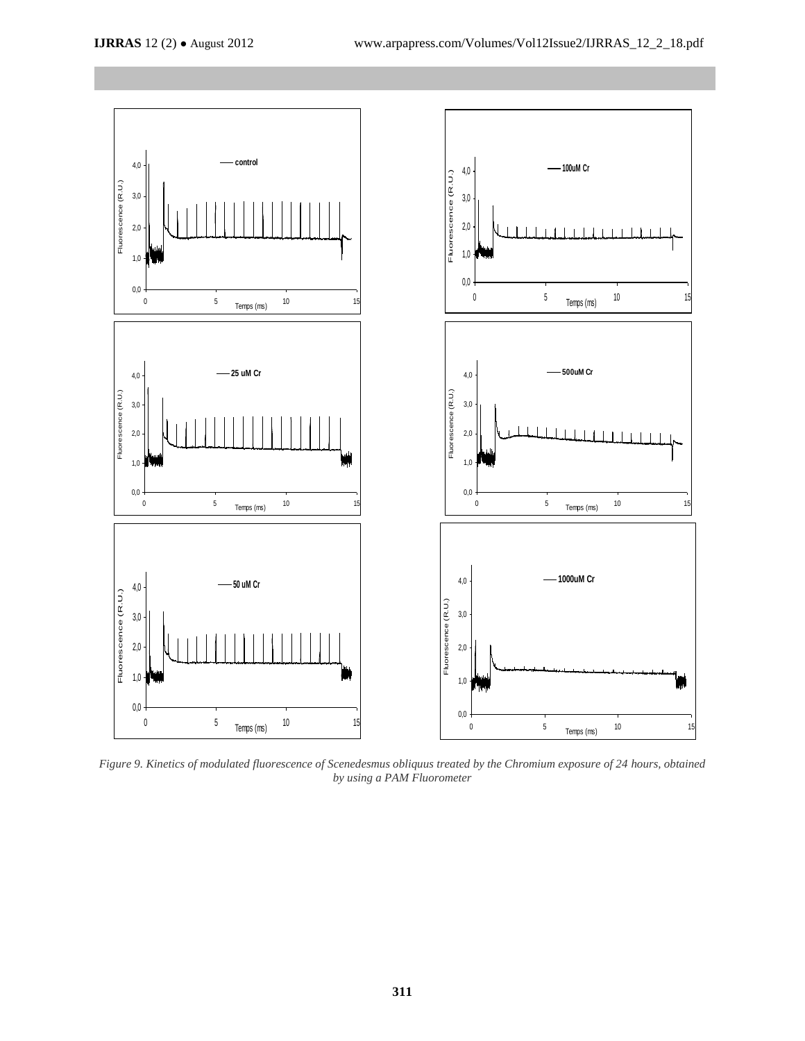*Figure 9. Kinetics of modulated fluorescence of Scenedesmus obliquus treated by the Chromium exposure of 24 hours, obtained by using a PAM Fluorometer*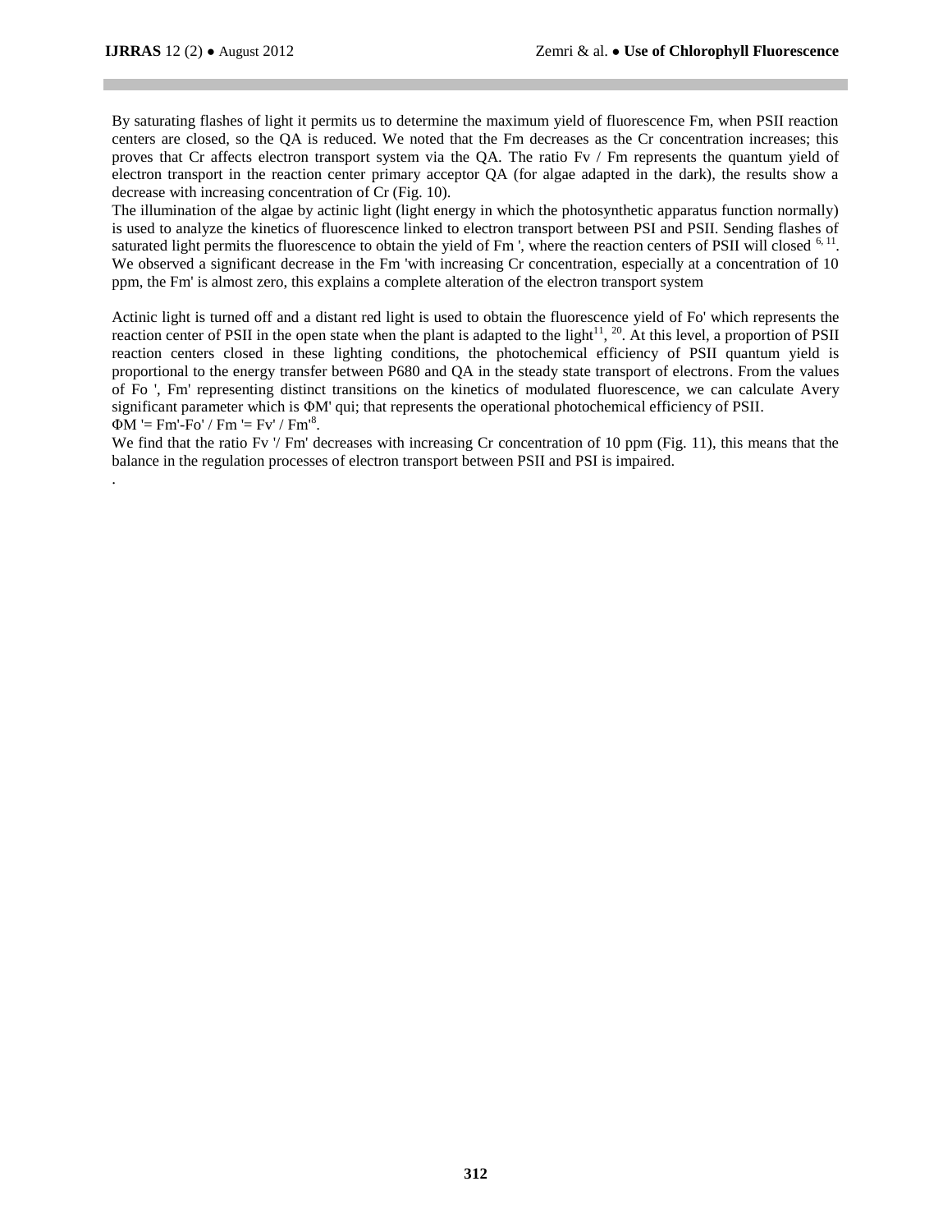By saturating flashes of light it permits us to determine the maximum yield of fluorescence Fm, when PSII reaction centers are closed, so the QA is reduced. We noted that the Fm decreases as the Cr concentration increases; this proves that Cr affects electron transport system via the QA. The ratio Fv / Fm represents the quantum yield of electron transport in the reaction center primary acceptor QA (for algae adapted in the dark), the results show a decrease with increasing concentration of Cr (Fig. 10).

The illumination of the algae by actinic light (light energy in which the photosynthetic apparatus function normally) is used to analyze the kinetics of fluorescence linked to electron transport between PSI and PSII. Sending flashes of saturated light permits the fluorescence to obtain the yield of Fm ', where the reaction centers of PSII will closed [6, 11]. We observed a significant decrease in the Fm 'with increasing Cr concentration, especially at a concentration of 10 ppm, the Fm' is almost zero, this explains a complete alteration of the electron transport system

Actinic light is turned off and a distant red light is used to obtain the fluorescence yield of Fo' which represents the reaction center of PSII in the open state when the plant is adapted to the light[11], [20]. At this level, a proportion of PSII reaction centers closed in these lighting conditions, the photochemical efficiency of PSII quantum yield is proportional to the energy transfer between P680 and QA in the steady state transport of electrons. From the values of Fo ', Fm' representing distinct transitions on the kinetics of modulated fluorescence, we can calculate Avery significant parameter which is ΦM' qui; that represents the operational photochemical efficiency of PSII.

$\Phi M' = Fm'-Fo' / Fm' = Fv' / Fm'$[8].

We find that the ratio Fv '/ Fm' decreases with increasing Cr concentration of 10 ppm (Fig. 11), this means that the balance in the regulation processes of electron transport between PSII and PSI is impaired.

.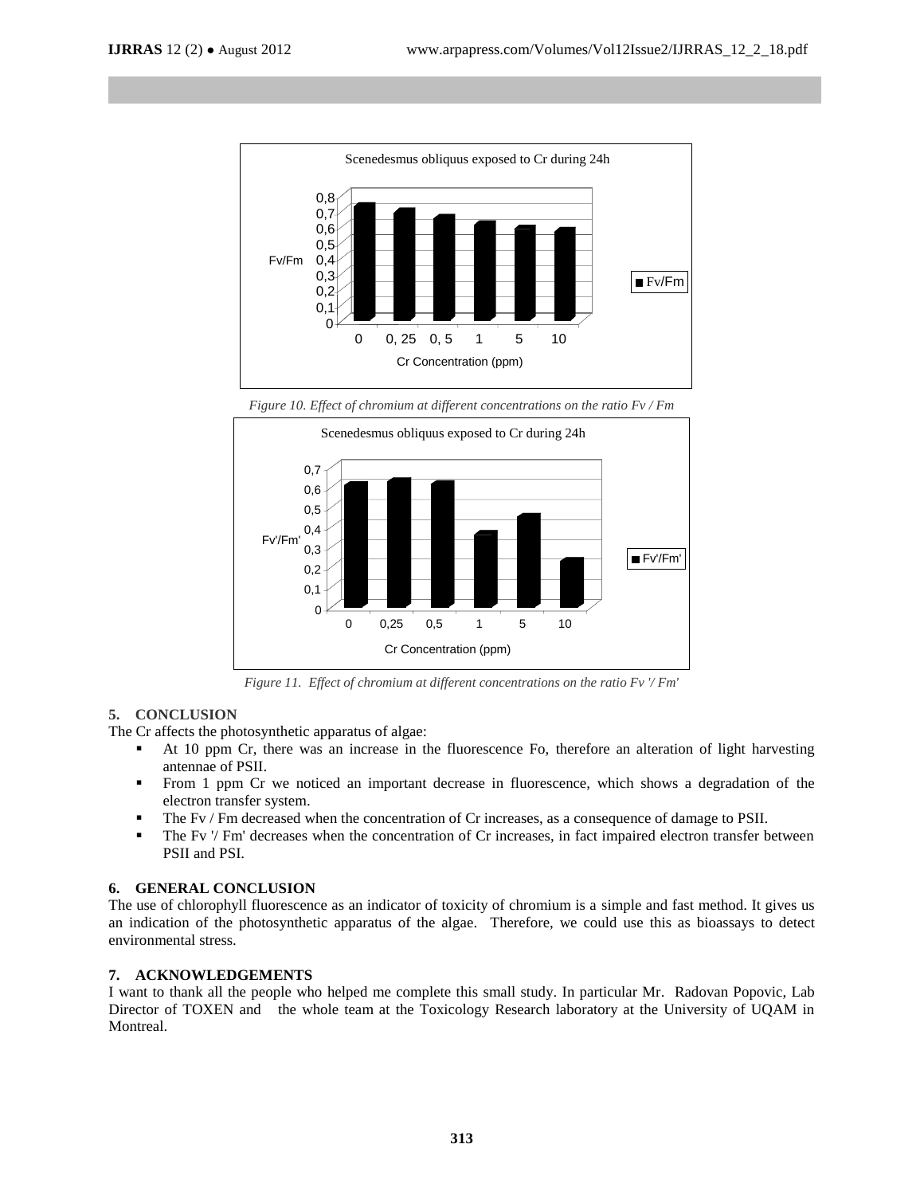*Figure 10. Effect of chromium at different concentrations on the ratio Fv / Fm*

*Figure 11. Effect of chromium at different concentrations on the ratio Fv '/ Fm'*

## 5. CONCLUSION

The Cr affects the photosynthetic apparatus of algae:

- At 10 ppm Cr, there was an increase in the fluorescence Fo, therefore an alteration of light harvesting antennae of PSII.
- From 1 ppm Cr we noticed an important decrease in fluorescence, which shows a degradation of the electron transfer system.
- The Fv / Fm decreased when the concentration of Cr increases, as a consequence of damage to PSII.
- The Fv '/ Fm' decreases when the concentration of Cr increases, in fact impaired electron transfer between PSII and PSI.

## 6. GENERAL CONCLUSION

The use of chlorophyll fluorescence as an indicator of toxicity of chromium is a simple and fast method. It gives us an indication of the photosynthetic apparatus of the algae. Therefore, we could use this as bioassays to detect environmental stress.

## 7. ACKNOWLEDGEMENTS

I want to thank all the people who helped me complete this small study. In particular Mr. Radovan Popovic, Lab Director of TOXEN and the whole team at the Toxicology Research laboratory at the University of UQAM in Montreal.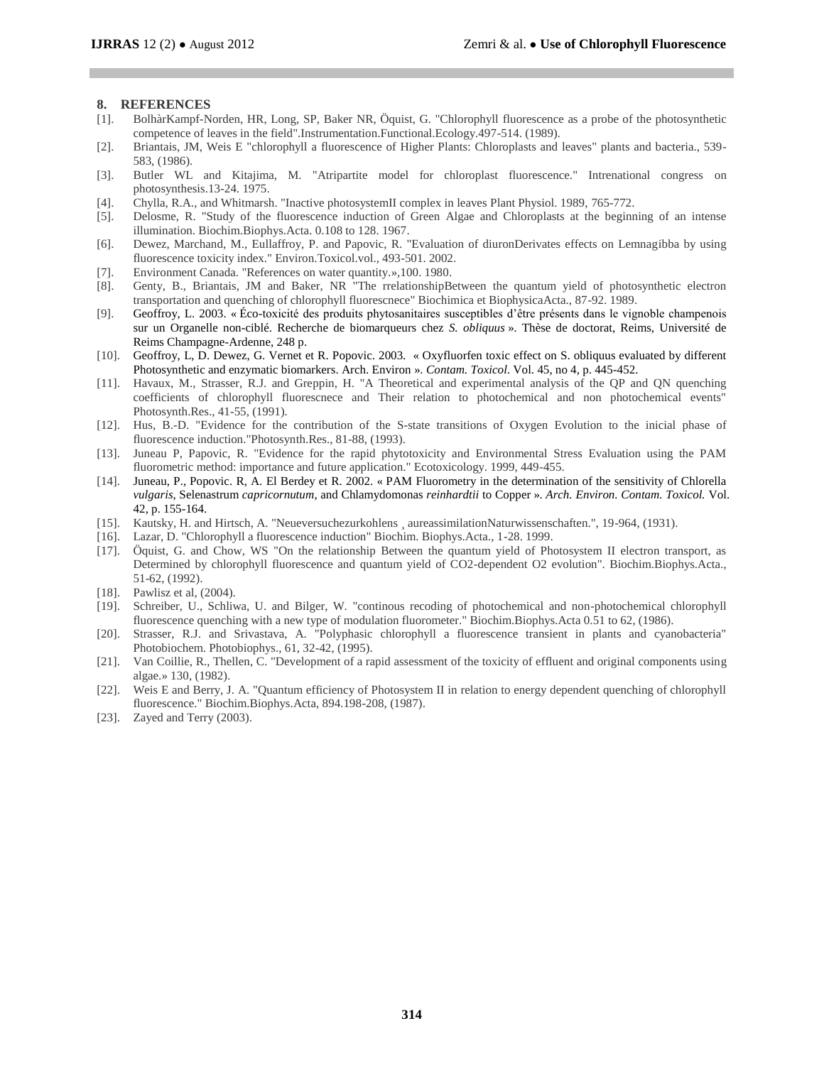## 8. REFERENCES

[1]. BolhàrKampf-Norden, HR, Long, SP, Baker NR, Öquist, G. "Chlorophyll fluorescence as a probe of the photosynthetic competence of leaves in the field".Instrumentation.Functional.Ecology.497-514. (1989).

[2]. Briantais, JM, Weis E "chlorophyll a fluorescence of Higher Plants: Chloroplasts and leaves" plants and bacteria., 539-583, (1986).

[3]. Butler WL and Kitajima, M. "Atripartite model for chloroplast fluorescence." Intrenational congress on photosynthesis.13-24. 1975.

[4]. Chylla, R.A., and Whitmarsh. "Inactive photosystemII complex in leaves Plant Physiol. 1989, 765-772.

[5]. Delosme, R. "Study of the fluorescence induction of Green Algae and Chloroplasts at the beginning of an intense illumination. Biochim.Biophys.Acta. 0.108 to 128. 1967.

[6]. Dewez, Marchand, M., Eullaffroy, P. and Papovic, R. "Evaluation of diuronDerivates effects on Lemnagibba by using fluorescence toxicity index." Environ.Toxicol.vol., 493-501. 2002.

[7]. Environment Canada. "References on water quantity.»,100. 1980.

[8]. Genty, B., Briantais, JM and Baker, NR "The rrelationshipBetween the quantum yield of photosynthetic electron transportation and quenching of chlorophyll fluorescnece" Biochimica et BiophysicaActa., 87-92. 1989.

[9]. Geoffroy, L. 2003. « Éco-toxicité des produits phytosanitaires susceptibles d'être présents dans le vignoble champenois sur un Organelle non-ciblé. Recherche de biomarqueurs chez *S. obliquus* ». Thèse de doctorat, Reims, Université de Reims Champagne-Ardenne, 248 p.

[10]. Geoffroy, L, D. Dewez, G. Vernet et R. Popovic. 2003. « Oxyfluorfen toxic effect on S. obliquus evaluated by different Photosynthetic and enzymatic biomarkers. Arch. Environ ». *Contam. Toxicol.* Vol. 45, no 4, p. 445-452.

[11]. Havaux, M., Strasser, R.J. and Greppin, H. "A Theoretical and experimental analysis of the QP and QN quenching coefficients of chlorophyll fluorescnece and Their relation to photochemical and non photochemical events" Photosynth.Res., 41-55, (1991).

[12]. Hus, B.-D. "Evidence for the contribution of the S-state transitions of Oxygen Evolution to the inicial phase of fluorescence induction."Photosynth.Res., 81-88, (1993).

[13]. Juneau P, Papovic, R. "Evidence for the rapid phytotoxicity and Environmental Stress Evaluation using the PAM fluorometric method: importance and future application." Ecotoxicology. 1999, 449-455.

[14]. Juneau, P., Popovic. R, A. El Berdey et R. 2002. « PAM Fluorometry in the determination of the sensitivity of Chlorella *vulgaris*, Selenastrum *capricornutum*, and Chlamydomonas *reinhardtii* to Copper ». *Arch. Environ. Contam. Toxicol.* Vol. 42, p. 155-164.

[15]. Kautsky, H. and Hirtsch, A. "Neueversuchezurkohlens ¸ aureassimilationNaturwissenschaften.", 19-964, (1931).

[16]. Lazar, D. "Chlorophyll a fluorescence induction" Biochim. Biophys.Acta., 1-28. 1999.

[17]. Öquist, G. and Chow, WS "On the relationship Between the quantum yield of Photosystem II electron transport, as Determined by chlorophyll fluorescence and quantum yield of CO2-dependent O2 evolution". Biochim.Biophys.Acta., 51-62, (1992).

[18]. Pawlisz et al, (2004).

[19]. Schreiber, U., Schliwa, U. and Bilger, W. "continous recoding of photochemical and non-photochemical chlorophyll fluorescence quenching with a new type of modulation fluorometer." Biochim.Biophys.Acta 0.51 to 62, (1986).

[20]. Strasser, R.J. and Srivastava, A. "Polyphasic chlorophyll a fluorescence transient in plants and cyanobacteria" Photobiochem. Photobiophys., 61, 32-42, (1995).

[21]. Van Coillie, R., Thellen, C. "Development of a rapid assessment of the toxicity of effluent and original components using algae.» 130, (1982).

[22]. Weis E and Berry, J. A. "Quantum efficiency of Photosystem II in relation to energy dependent quenching of chlorophyll fluorescence." Biochim.Biophys.Acta, 894.198-208, (1987).

[23]. Zayed and Terry (2003).